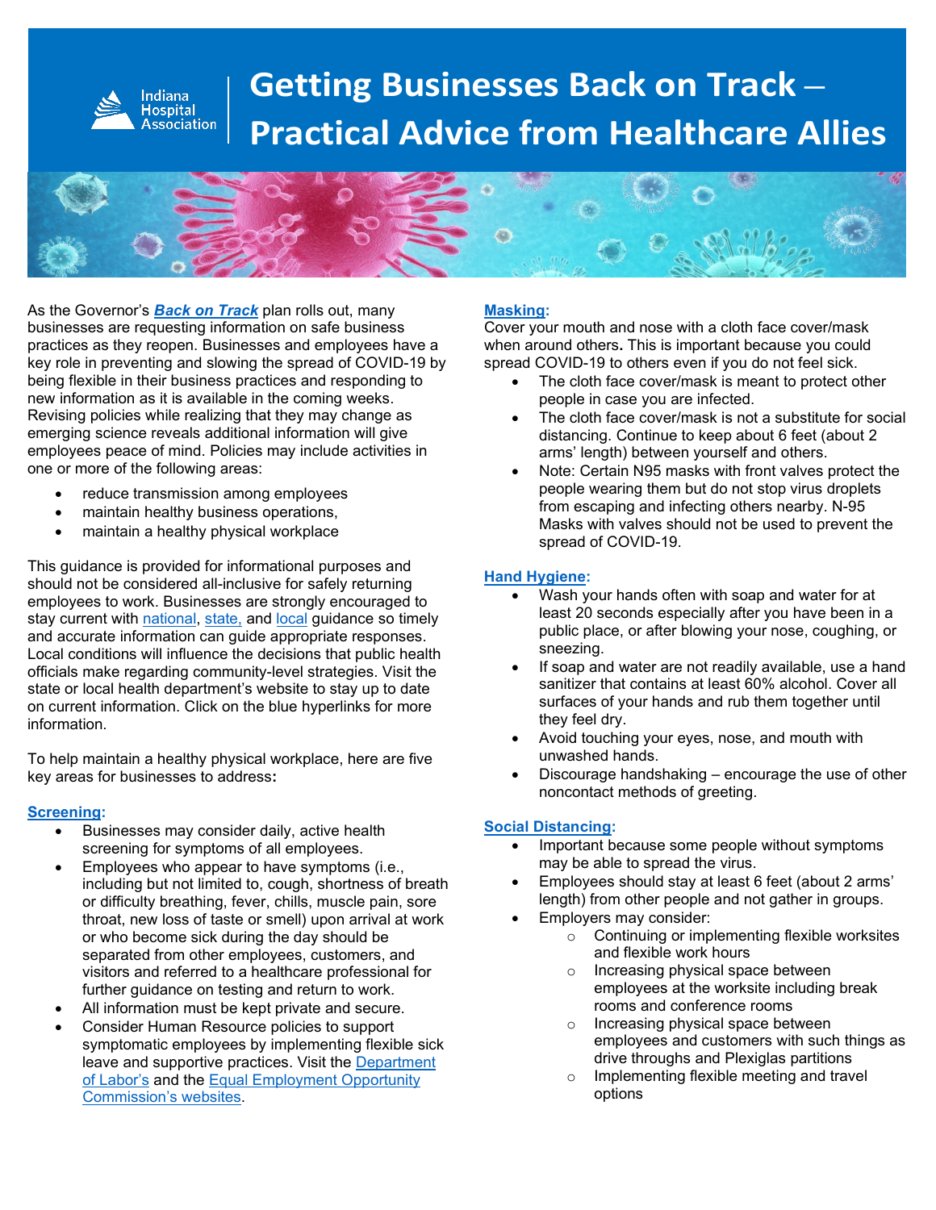# Getting Businesses Back on Track – Practical Advice from Healthcare Allies

Indiana Hospital Association

As the Governor's ***Back on Track*** plan rolls out, many businesses are requesting information on safe business practices as they reopen. Businesses and employees have a key role in preventing and slowing the spread of COVID-19 by being flexible in their business practices and responding to new information as it is available in the coming weeks. Revising policies while realizing that they may change as emerging science reveals additional information will give employees peace of mind. Policies may include activities in one or more of the following areas:

- reduce transmission among employees
- maintain healthy business operations,
- maintain a healthy physical workplace

This guidance is provided for informational purposes and should not be considered all-inclusive for safely returning employees to work. Businesses are strongly encouraged to stay current with national, state, and local guidance so timely and accurate information can guide appropriate responses. Local conditions will influence the decisions that public health officials make regarding community-level strategies. Visit the state or local health department's website to stay up to date on current information. Click on the blue hyperlinks for more information.

To help maintain a healthy physical workplace, here are five key areas for businesses to address**:**

**Screening:**

- Businesses may consider daily, active health screening for symptoms of all employees.
- Employees who appear to have symptoms (i.e., including but not limited to, cough, shortness of breath or difficulty breathing, fever, chills, muscle pain, sore throat, new loss of taste or smell) upon arrival at work or who become sick during the day should be separated from other employees, customers, and visitors and referred to a healthcare professional for further guidance on testing and return to work.
- All information must be kept private and secure.
- Consider Human Resource policies to support symptomatic employees by implementing flexible sick leave and supportive practices. Visit the Department of Labor's and the Equal Employment Opportunity Commission's websites.

**Masking:**

Cover your mouth and nose with a cloth face cover/mask when around others**.** This is important because you could spread COVID-19 to others even if you do not feel sick.

- The cloth face cover/mask is meant to protect other people in case you are infected.
- The cloth face cover/mask is not a substitute for social distancing. Continue to keep about 6 feet (about 2 arms' length) between yourself and others.
- Note: Certain N95 masks with front valves protect the people wearing them but do not stop virus droplets from escaping and infecting others nearby. N-95 Masks with valves should not be used to prevent the spread of COVID-19.

**Hand Hygiene:**

- Wash your hands often with soap and water for at least 20 seconds especially after you have been in a public place, or after blowing your nose, coughing, or sneezing.
- If soap and water are not readily available, use a hand sanitizer that contains at least 60% alcohol. Cover all surfaces of your hands and rub them together until they feel dry.
- Avoid touching your eyes, nose, and mouth with unwashed hands.
- Discourage handshaking – encourage the use of other noncontact methods of greeting.

**Social Distancing:**

- Important because some people without symptoms may be able to spread the virus.
- Employees should stay at least 6 feet (about 2 arms' length) from other people and not gather in groups.
- Employers may consider:
  - Continuing or implementing flexible worksites and flexible work hours
  - Increasing physical space between employees at the worksite including break rooms and conference rooms
  - Increasing physical space between employees and customers with such things as drive throughs and Plexiglas partitions
  - Implementing flexible meeting and travel options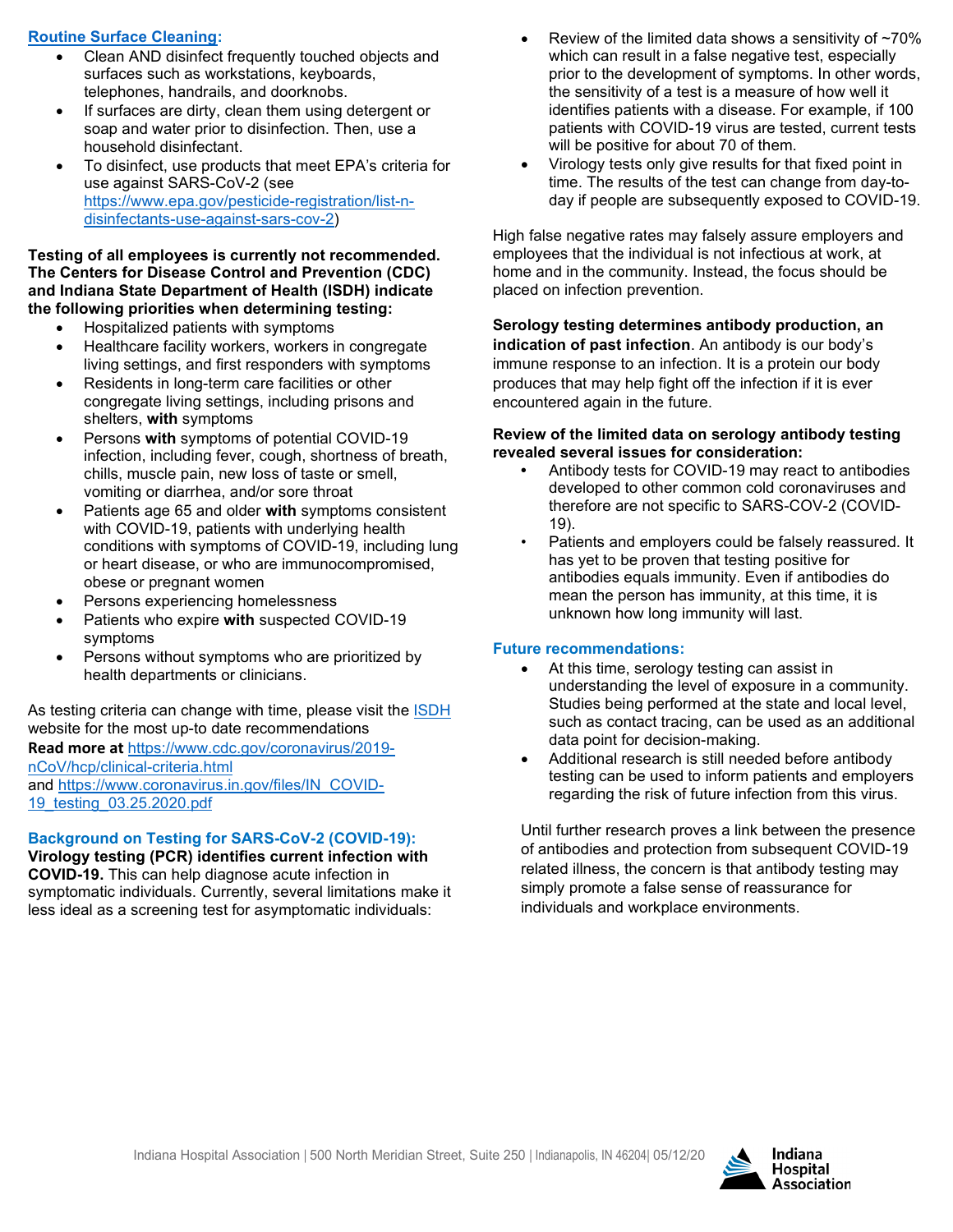## Routine Surface Cleaning:

- Clean AND disinfect frequently touched objects and surfaces such as workstations, keyboards, telephones, handrails, and doorknobs.
- If surfaces are dirty, clean them using detergent or soap and water prior to disinfection. Then, use a household disinfectant.
- To disinfect, use products that meet EPA's criteria for use against SARS-CoV-2 (see https://www.epa.gov/pesticide-registration/list-n-disinfectants-use-against-sars-cov-2)

**Testing of all employees is currently not recommended. The Centers for Disease Control and Prevention (CDC) and Indiana State Department of Health (ISDH) indicate the following priorities when determining testing:**

- Hospitalized patients with symptoms
- Healthcare facility workers, workers in congregate living settings, and first responders with symptoms
- Residents in long-term care facilities or other congregate living settings, including prisons and shelters, **with** symptoms
- Persons **with** symptoms of potential COVID-19 infection, including fever, cough, shortness of breath, chills, muscle pain, new loss of taste or smell, vomiting or diarrhea, and/or sore throat
- Patients age 65 and older **with** symptoms consistent with COVID-19, patients with underlying health conditions with symptoms of COVID-19, including lung or heart disease, or who are immunocompromised, obese or pregnant women
- Persons experiencing homelessness
- Patients who expire **with** suspected COVID-19 symptoms
- Persons without symptoms who are prioritized by health departments or clinicians.

As testing criteria can change with time, please visit the ISDH website for the most up-to date recommendations
**Read more at** https://www.cdc.gov/coronavirus/2019-nCoV/hcp/clinical-criteria.html
and https://www.coronavirus.in.gov/files/IN_COVID-19_testing_03.25.2020.pdf

## Background on Testing for SARS-CoV-2 (COVID-19):

**Virology testing (PCR) identifies current infection with COVID-19.** This can help diagnose acute infection in symptomatic individuals. Currently, several limitations make it less ideal as a screening test for asymptomatic individuals:

- Review of the limited data shows a sensitivity of ~70% which can result in a false negative test, especially prior to the development of symptoms. In other words, the sensitivity of a test is a measure of how well it identifies patients with a disease. For example, if 100 patients with COVID-19 virus are tested, current tests will be positive for about 70 of them.
- Virology tests only give results for that fixed point in time. The results of the test can change from day-to-day if people are subsequently exposed to COVID-19.

High false negative rates may falsely assure employers and employees that the individual is not infectious at work, at home and in the community. Instead, the focus should be placed on infection prevention.

**Serology testing determines antibody production, an indication of past infection**. An antibody is our body's immune response to an infection. It is a protein our body produces that may help fight off the infection if it is ever encountered again in the future.

**Review of the limited data on serology antibody testing revealed several issues for consideration:**

- Antibody tests for COVID-19 may react to antibodies developed to other common cold coronaviruses and therefore are not specific to SARS-COV-2 (COVID-19).
- Patients and employers could be falsely reassured. It has yet to be proven that testing positive for antibodies equals immunity. Even if antibodies do mean the person has immunity, at this time, it is unknown how long immunity will last.

## Future recommendations:

- At this time, serology testing can assist in understanding the level of exposure in a community. Studies being performed at the state and local level, such as contact tracing, can be used as an additional data point for decision-making.
- Additional research is still needed before antibody testing can be used to inform patients and employers regarding the risk of future infection from this virus.

Until further research proves a link between the presence of antibodies and protection from subsequent COVID-19 related illness, the concern is that antibody testing may simply promote a false sense of reassurance for individuals and workplace environments.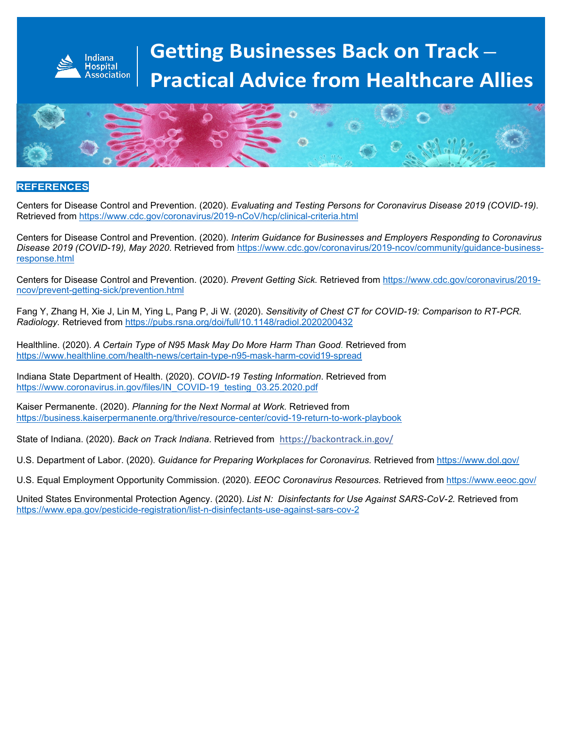# Getting Businesses Back on Track – Practical Advice from Healthcare Allies

## REFERENCES

Centers for Disease Control and Prevention. (2020). *Evaluating and Testing Persons for Coronavirus Disease 2019 (COVID-19)*. Retrieved from https://www.cdc.gov/coronavirus/2019-nCoV/hcp/clinical-criteria.html

Centers for Disease Control and Prevention. (2020). *Interim Guidance for Businesses and Employers Responding to Coronavirus Disease 2019 (COVID-19), May 2020*. Retrieved from https://www.cdc.gov/coronavirus/2019-ncov/community/guidance-business-response.html

Centers for Disease Control and Prevention. (2020). *Prevent Getting Sick*. Retrieved from https://www.cdc.gov/coronavirus/2019-ncov/prevent-getting-sick/prevention.html

Fang Y, Zhang H, Xie J, Lin M, Ying L, Pang P, Ji W. (2020). *Sensitivity of Chest CT for COVID-19: Comparison to RT-PCR. Radiology*. Retrieved from https://pubs.rsna.org/doi/full/10.1148/radiol.2020200432

Healthline. (2020). *A Certain Type of N95 Mask May Do More Harm Than Good.* Retrieved from https://www.healthline.com/health-news/certain-type-n95-mask-harm-covid19-spread

Indiana State Department of Health. (2020). *COVID-19 Testing Information*. Retrieved from https://www.coronavirus.in.gov/files/IN_COVID-19_testing_03.25.2020.pdf

Kaiser Permanente. (2020). *Planning for the Next Normal at Work.* Retrieved from https://business.kaiserpermanente.org/thrive/resource-center/covid-19-return-to-work-playbook

State of Indiana. (2020). *Back on Track Indiana*. Retrieved from https://backontrack.in.gov/

U.S. Department of Labor. (2020). *Guidance for Preparing Workplaces for Coronavirus.* Retrieved from https://www.dol.gov/

U.S. Equal Employment Opportunity Commission. (2020). *EEOC Coronavirus Resources.* Retrieved from https://www.eeoc.gov/

United States Environmental Protection Agency. (2020). *List N: Disinfectants for Use Against SARS-CoV-2.* Retrieved from https://www.epa.gov/pesticide-registration/list-n-disinfectants-use-against-sars-cov-2